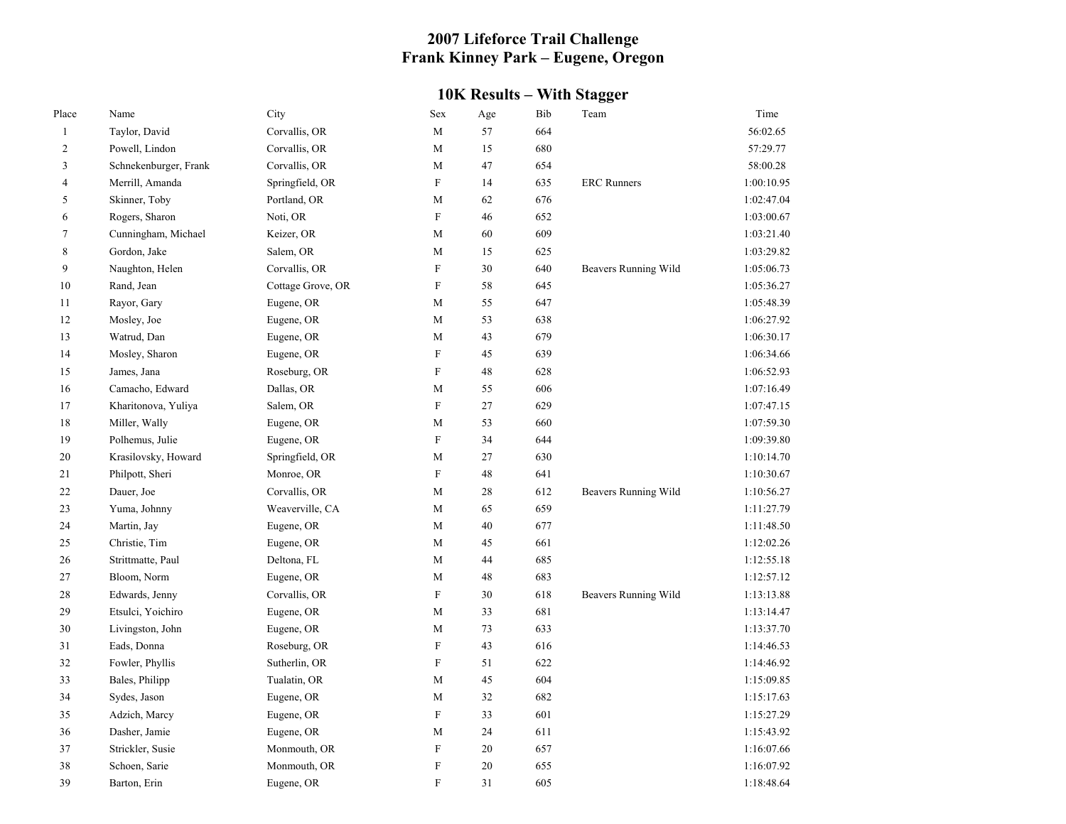# 2007 Lifeforce Trail Challenge
# Frank Kinney Park – Eugene, Oregon

## 10K Results – With Stagger

| Place | Name | City | Sex | Age | Bib | Team | Time |
|---|---|---|---|---|---|---|---|
| 1 | Taylor, David | Corvallis, OR | M | 57 | 664 | | 56:02.65 |
| 2 | Powell, Lindon | Corvallis, OR | M | 15 | 680 | | 57:29.77 |
| 3 | Schnekenburger, Frank | Corvallis, OR | M | 47 | 654 | | 58:00.28 |
| 4 | Merrill, Amanda | Springfield, OR | F | 14 | 635 | ERC Runners | 1:00:10.95 |
| 5 | Skinner, Toby | Portland, OR | M | 62 | 676 | | 1:02:47.04 |
| 6 | Rogers, Sharon | Noti, OR | F | 46 | 652 | | 1:03:00.67 |
| 7 | Cunningham, Michael | Keizer, OR | M | 60 | 609 | | 1:03:21.40 |
| 8 | Gordon, Jake | Salem, OR | M | 15 | 625 | | 1:03:29.82 |
| 9 | Naughton, Helen | Corvallis, OR | F | 30 | 640 | Beavers Running Wild | 1:05:06.73 |
| 10 | Rand, Jean | Cottage Grove, OR | F | 58 | 645 | | 1:05:36.27 |
| 11 | Rayor, Gary | Eugene, OR | M | 55 | 647 | | 1:05:48.39 |
| 12 | Mosley, Joe | Eugene, OR | M | 53 | 638 | | 1:06:27.92 |
| 13 | Watrud, Dan | Eugene, OR | M | 43 | 679 | | 1:06:30.17 |
| 14 | Mosley, Sharon | Eugene, OR | F | 45 | 639 | | 1:06:34.66 |
| 15 | James, Jana | Roseburg, OR | F | 48 | 628 | | 1:06:52.93 |
| 16 | Camacho, Edward | Dallas, OR | M | 55 | 606 | | 1:07:16.49 |
| 17 | Kharitonova, Yuliya | Salem, OR | F | 27 | 629 | | 1:07:47.15 |
| 18 | Miller, Wally | Eugene, OR | M | 53 | 660 | | 1:07:59.30 |
| 19 | Polhemus, Julie | Eugene, OR | F | 34 | 644 | | 1:09:39.80 |
| 20 | Krasilovsky, Howard | Springfield, OR | M | 27 | 630 | | 1:10:14.70 |
| 21 | Philpott, Sheri | Monroe, OR | F | 48 | 641 | | 1:10:30.67 |
| 22 | Dauer, Joe | Corvallis, OR | M | 28 | 612 | Beavers Running Wild | 1:10:56.27 |
| 23 | Yuma, Johnny | Weaverville, CA | M | 65 | 659 | | 1:11:27.79 |
| 24 | Martin, Jay | Eugene, OR | M | 40 | 677 | | 1:11:48.50 |
| 25 | Christie, Tim | Eugene, OR | M | 45 | 661 | | 1:12:02.26 |
| 26 | Strittmatte, Paul | Deltona, FL | M | 44 | 685 | | 1:12:55.18 |
| 27 | Bloom, Norm | Eugene, OR | M | 48 | 683 | | 1:12:57.12 |
| 28 | Edwards, Jenny | Corvallis, OR | F | 30 | 618 | Beavers Running Wild | 1:13:13.88 |
| 29 | Etsulci, Yoichiro | Eugene, OR | M | 33 | 681 | | 1:13:14.47 |
| 30 | Livingston, John | Eugene, OR | M | 73 | 633 | | 1:13:37.70 |
| 31 | Eads, Donna | Roseburg, OR | F | 43 | 616 | | 1:14:46.53 |
| 32 | Fowler, Phyllis | Sutherlin, OR | F | 51 | 622 | | 1:14:46.92 |
| 33 | Bales, Philipp | Tualatin, OR | M | 45 | 604 | | 1:15:09.85 |
| 34 | Sydes, Jason | Eugene, OR | M | 32 | 682 | | 1:15:17.63 |
| 35 | Adzich, Marcy | Eugene, OR | F | 33 | 601 | | 1:15:27.29 |
| 36 | Dasher, Jamie | Eugene, OR | M | 24 | 611 | | 1:15:43.92 |
| 37 | Strickler, Susie | Monmouth, OR | F | 20 | 657 | | 1:16:07.66 |
| 38 | Schoen, Sarie | Monmouth, OR | F | 20 | 655 | | 1:16:07.92 |
| 39 | Barton, Erin | Eugene, OR | F | 31 | 605 | | 1:18:48.64 |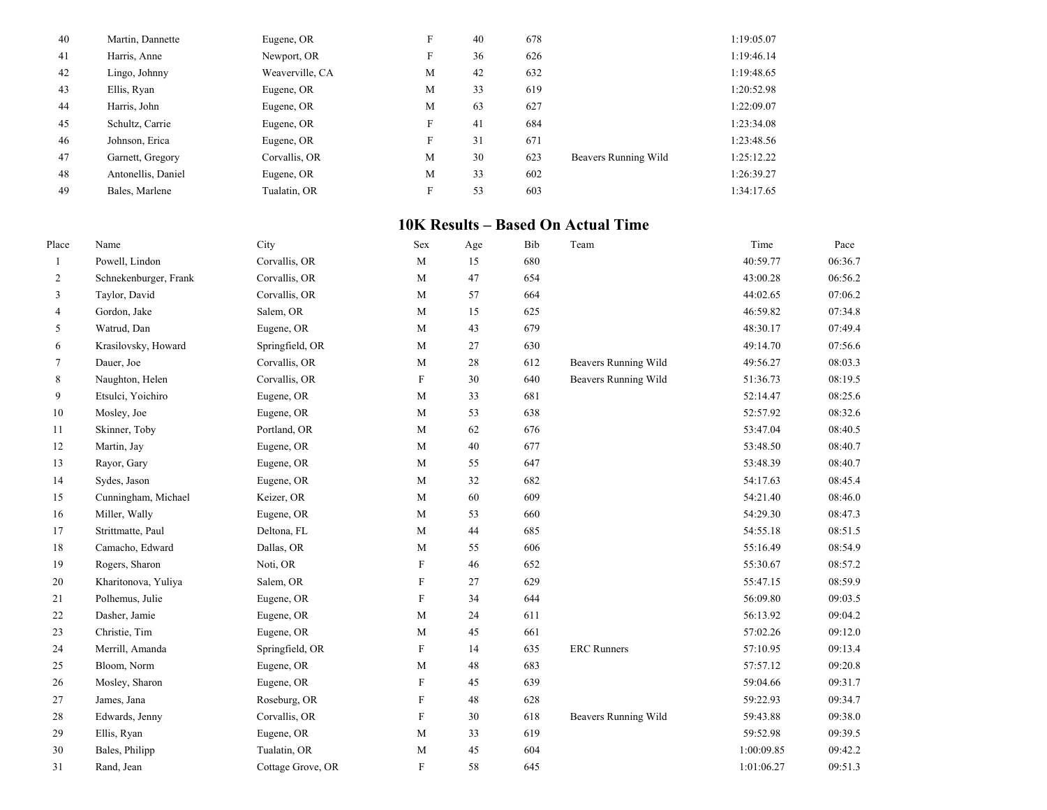| Place | Name | City | Sex | Age | Bib | Team | Time | Pace |
|---|---|---|---|---|---|---|---|---|
| 40 | Martin, Dannette | Eugene, OR | F | 40 | 678 | | 1:19:05.07 | |
| 41 | Harris, Anne | Newport, OR | F | 36 | 626 | | 1:19:46.14 | |
| 42 | Lingo, Johnny | Weaverville, CA | M | 42 | 632 | | 1:19:48.65 | |
| 43 | Ellis, Ryan | Eugene, OR | M | 33 | 619 | | 1:20:52.98 | |
| 44 | Harris, John | Eugene, OR | M | 63 | 627 | | 1:22:09.07 | |
| 45 | Schultz, Carrie | Eugene, OR | F | 41 | 684 | | 1:23:34.08 | |
| 46 | Johnson, Erica | Eugene, OR | F | 31 | 671 | | 1:23:48.56 | |
| 47 | Garnett, Gregory | Corvallis, OR | M | 30 | 623 | Beavers Running Wild | 1:25:12.22 | |
| 48 | Antonellis, Daniel | Eugene, OR | M | 33 | 602 | | 1:26:39.27 | |
| 49 | Bales, Marlene | Tualatin, OR | F | 53 | 603 | | 1:34:17.65 | |

## 10K Results – Based On Actual Time

| Place | Name | City | Sex | Age | Bib | Team | Time | Pace |
|---|---|---|---|---|---|---|---|---|
| 1 | Powell, Lindon | Corvallis, OR | M | 15 | 680 | | 40:59.77 | 06:36.7 |
| 2 | Schnekenburger, Frank | Corvallis, OR | M | 47 | 654 | | 43:00.28 | 06:56.2 |
| 3 | Taylor, David | Corvallis, OR | M | 57 | 664 | | 44:02.65 | 07:06.2 |
| 4 | Gordon, Jake | Salem, OR | M | 15 | 625 | | 46:59.82 | 07:34.8 |
| 5 | Watrud, Dan | Eugene, OR | M | 43 | 679 | | 48:30.17 | 07:49.4 |
| 6 | Krasilovsky, Howard | Springfield, OR | M | 27 | 630 | | 49:14.70 | 07:56.6 |
| 7 | Dauer, Joe | Corvallis, OR | M | 28 | 612 | Beavers Running Wild | 49:56.27 | 08:03.3 |
| 8 | Naughton, Helen | Corvallis, OR | F | 30 | 640 | Beavers Running Wild | 51:36.73 | 08:19.5 |
| 9 | Etsulci, Yoichiro | Eugene, OR | M | 33 | 681 | | 52:14.47 | 08:25.6 |
| 10 | Mosley, Joe | Eugene, OR | M | 53 | 638 | | 52:57.92 | 08:32.6 |
| 11 | Skinner, Toby | Portland, OR | M | 62 | 676 | | 53:47.04 | 08:40.5 |
| 12 | Martin, Jay | Eugene, OR | M | 40 | 677 | | 53:48.50 | 08:40.7 |
| 13 | Rayor, Gary | Eugene, OR | M | 55 | 647 | | 53:48.39 | 08:40.7 |
| 14 | Sydes, Jason | Eugene, OR | M | 32 | 682 | | 54:17.63 | 08:45.4 |
| 15 | Cunningham, Michael | Keizer, OR | M | 60 | 609 | | 54:21.40 | 08:46.0 |
| 16 | Miller, Wally | Eugene, OR | M | 53 | 660 | | 54:29.30 | 08:47.3 |
| 17 | Strittmatte, Paul | Deltona, FL | M | 44 | 685 | | 54:55.18 | 08:51.5 |
| 18 | Camacho, Edward | Dallas, OR | M | 55 | 606 | | 55:16.49 | 08:54.9 |
| 19 | Rogers, Sharon | Noti, OR | F | 46 | 652 | | 55:30.67 | 08:57.2 |
| 20 | Kharitonova, Yuliya | Salem, OR | F | 27 | 629 | | 55:47.15 | 08:59.9 |
| 21 | Polhemus, Julie | Eugene, OR | F | 34 | 644 | | 56:09.80 | 09:03.5 |
| 22 | Dasher, Jamie | Eugene, OR | M | 24 | 611 | | 56:13.92 | 09:04.2 |
| 23 | Christie, Tim | Eugene, OR | M | 45 | 661 | | 57:02.26 | 09:12.0 |
| 24 | Merrill, Amanda | Springfield, OR | F | 14 | 635 | ERC Runners | 57:10.95 | 09:13.4 |
| 25 | Bloom, Norm | Eugene, OR | M | 48 | 683 | | 57:57.12 | 09:20.8 |
| 26 | Mosley, Sharon | Eugene, OR | F | 45 | 639 | | 59:04.66 | 09:31.7 |
| 27 | James, Jana | Roseburg, OR | F | 48 | 628 | | 59:22.93 | 09:34.7 |
| 28 | Edwards, Jenny | Corvallis, OR | F | 30 | 618 | Beavers Running Wild | 59:43.88 | 09:38.0 |
| 29 | Ellis, Ryan | Eugene, OR | M | 33 | 619 | | 59:52.98 | 09:39.5 |
| 30 | Bales, Philipp | Tualatin, OR | M | 45 | 604 | | 1:00:09.85 | 09:42.2 |
| 31 | Rand, Jean | Cottage Grove, OR | F | 58 | 645 | | 1:01:06.27 | 09:51.3 |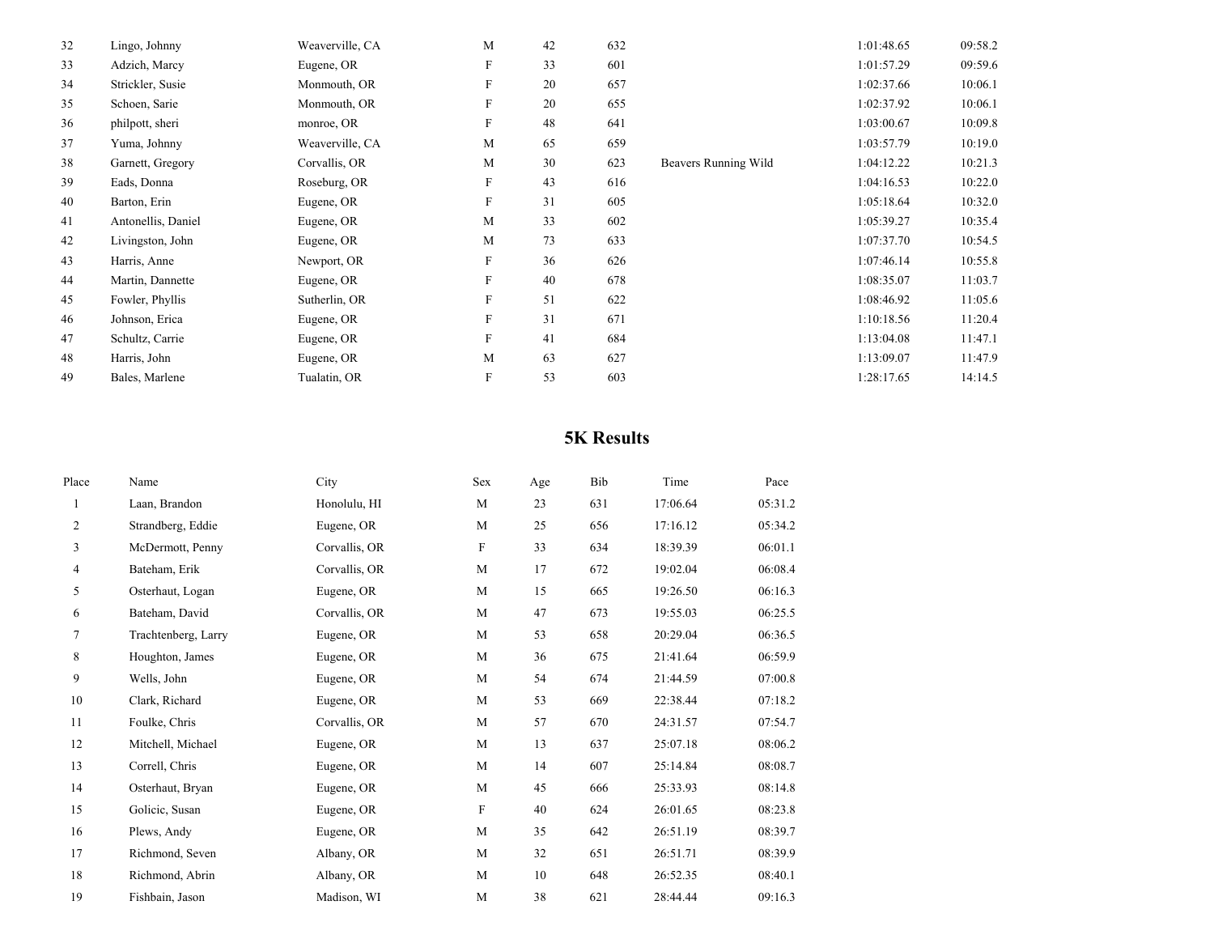| | | | | | | | | |
|---|---|---|---|---|---|---|---|---|
| 32 | Lingo, Johnny | Weaverville, CA | M | 42 | 632 | | 1:01:48.65 | 09:58.2 |
| 33 | Adzich, Marcy | Eugene, OR | F | 33 | 601 | | 1:01:57.29 | 09:59.6 |
| 34 | Strickler, Susie | Monmouth, OR | F | 20 | 657 | | 1:02:37.66 | 10:06.1 |
| 35 | Schoen, Sarie | Monmouth, OR | F | 20 | 655 | | 1:02:37.92 | 10:06.1 |
| 36 | philpott, sheri | monroe, OR | F | 48 | 641 | | 1:03:00.67 | 10:09.8 |
| 37 | Yuma, Johnny | Weaverville, CA | M | 65 | 659 | | 1:03:57.79 | 10:19.0 |
| 38 | Garnett, Gregory | Corvallis, OR | M | 30 | 623 | Beavers Running Wild | 1:04:12.22 | 10:21.3 |
| 39 | Eads, Donna | Roseburg, OR | F | 43 | 616 | | 1:04:16.53 | 10:22.0 |
| 40 | Barton, Erin | Eugene, OR | F | 31 | 605 | | 1:05:18.64 | 10:32.0 |
| 41 | Antonellis, Daniel | Eugene, OR | M | 33 | 602 | | 1:05:39.27 | 10:35.4 |
| 42 | Livingston, John | Eugene, OR | M | 73 | 633 | | 1:07:37.70 | 10:54.5 |
| 43 | Harris, Anne | Newport, OR | F | 36 | 626 | | 1:07:46.14 | 10:55.8 |
| 44 | Martin, Dannette | Eugene, OR | F | 40 | 678 | | 1:08:35.07 | 11:03.7 |
| 45 | Fowler, Phyllis | Sutherlin, OR | F | 51 | 622 | | 1:08:46.92 | 11:05.6 |
| 46 | Johnson, Erica | Eugene, OR | F | 31 | 671 | | 1:10:18.56 | 11:20.4 |
| 47 | Schultz, Carrie | Eugene, OR | F | 41 | 684 | | 1:13:04.08 | 11:47.1 |
| 48 | Harris, John | Eugene, OR | M | 63 | 627 | | 1:13:09.07 | 11:47.9 |
| 49 | Bales, Marlene | Tualatin, OR | F | 53 | 603 | | 1:28:17.65 | 14:14.5 |

## 5K Results

| Place | Name | City | Sex | Age | Bib | Time | Pace |
|---|---|---|---|---|---|---|---|
| 1 | Laan, Brandon | Honolulu, HI | M | 23 | 631 | 17:06.64 | 05:31.2 |
| 2 | Strandberg, Eddie | Eugene, OR | M | 25 | 656 | 17:16.12 | 05:34.2 |
| 3 | McDermott, Penny | Corvallis, OR | F | 33 | 634 | 18:39.39 | 06:01.1 |
| 4 | Bateham, Erik | Corvallis, OR | M | 17 | 672 | 19:02.04 | 06:08.4 |
| 5 | Osterhaut, Logan | Eugene, OR | M | 15 | 665 | 19:26.50 | 06:16.3 |
| 6 | Bateham, David | Corvallis, OR | M | 47 | 673 | 19:55.03 | 06:25.5 |
| 7 | Trachtenberg, Larry | Eugene, OR | M | 53 | 658 | 20:29.04 | 06:36.5 |
| 8 | Houghton, James | Eugene, OR | M | 36 | 675 | 21:41.64 | 06:59.9 |
| 9 | Wells, John | Eugene, OR | M | 54 | 674 | 21:44.59 | 07:00.8 |
| 10 | Clark, Richard | Eugene, OR | M | 53 | 669 | 22:38.44 | 07:18.2 |
| 11 | Foulke, Chris | Corvallis, OR | M | 57 | 670 | 24:31.57 | 07:54.7 |
| 12 | Mitchell, Michael | Eugene, OR | M | 13 | 637 | 25:07.18 | 08:06.2 |
| 13 | Correll, Chris | Eugene, OR | M | 14 | 607 | 25:14.84 | 08:08.7 |
| 14 | Osterhaut, Bryan | Eugene, OR | M | 45 | 666 | 25:33.93 | 08:14.8 |
| 15 | Golicic, Susan | Eugene, OR | F | 40 | 624 | 26:01.65 | 08:23.8 |
| 16 | Plews, Andy | Eugene, OR | M | 35 | 642 | 26:51.19 | 08:39.7 |
| 17 | Richmond, Seven | Albany, OR | M | 32 | 651 | 26:51.71 | 08:39.9 |
| 18 | Richmond, Abrin | Albany, OR | M | 10 | 648 | 26:52.35 | 08:40.1 |
| 19 | Fishbain, Jason | Madison, WI | M | 38 | 621 | 28:44.44 | 09:16.3 |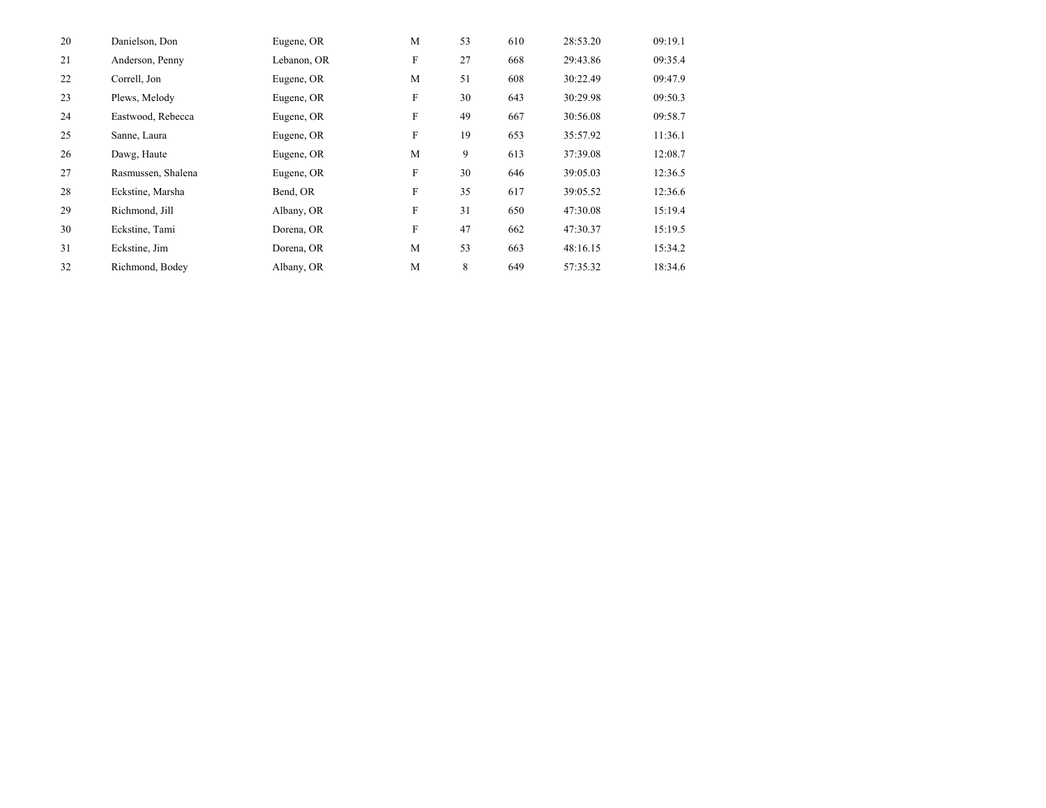| | | | | | | | |
|---|---|---|---|---|---|---|---|
| 20 | Danielson, Don | Eugene, OR | M | 53 | 610 | 28:53.20 | 09:19.1 |
| 21 | Anderson, Penny | Lebanon, OR | F | 27 | 668 | 29:43.86 | 09:35.4 |
| 22 | Correll, Jon | Eugene, OR | M | 51 | 608 | 30:22.49 | 09:47.9 |
| 23 | Plews, Melody | Eugene, OR | F | 30 | 643 | 30:29.98 | 09:50.3 |
| 24 | Eastwood, Rebecca | Eugene, OR | F | 49 | 667 | 30:56.08 | 09:58.7 |
| 25 | Sanne, Laura | Eugene, OR | F | 19 | 653 | 35:57.92 | 11:36.1 |
| 26 | Dawg, Haute | Eugene, OR | M | 9 | 613 | 37:39.08 | 12:08.7 |
| 27 | Rasmussen, Shalena | Eugene, OR | F | 30 | 646 | 39:05.03 | 12:36.5 |
| 28 | Eckstine, Marsha | Bend, OR | F | 35 | 617 | 39:05.52 | 12:36.6 |
| 29 | Richmond, Jill | Albany, OR | F | 31 | 650 | 47:30.08 | 15:19.4 |
| 30 | Eckstine, Tami | Dorena, OR | F | 47 | 662 | 47:30.37 | 15:19.5 |
| 31 | Eckstine, Jim | Dorena, OR | M | 53 | 663 | 48:16.15 | 15:34.2 |
| 32 | Richmond, Bodey | Albany, OR | M | 8 | 649 | 57:35.32 | 18:34.6 |